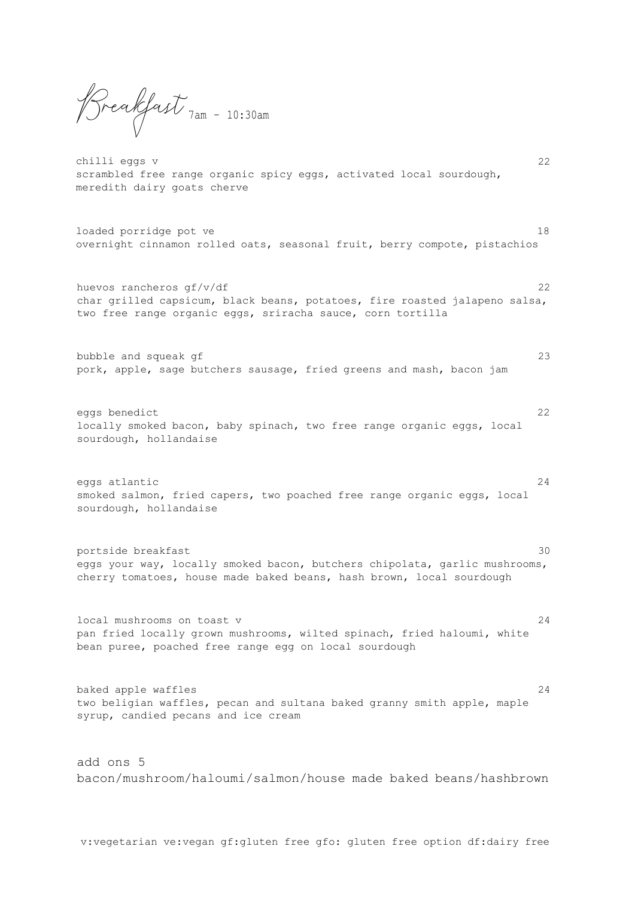# Breakfast 7am - 10:30am

**chilli eggs v** 22
scrambled free range organic spicy eggs, activated local sourdough, meredith dairy goats cherve

**loaded porridge pot ve** 18
overnight cinnamon rolled oats, seasonal fruit, berry compote, pistachios

**huevos rancheros gf/v/df** 22
char grilled capsicum, black beans, potatoes, fire roasted jalapeno salsa, two free range organic eggs, sriracha sauce, corn tortilla

**bubble and squeak gf** 23
pork, apple, sage butchers sausage, fried greens and mash, bacon jam

**eggs benedict** 22
locally smoked bacon, baby spinach, two free range organic eggs, local sourdough, hollandaise

**eggs atlantic** 24
smoked salmon, fried capers, two poached free range organic eggs, local sourdough, hollandaise

**portside breakfast** 30
eggs your way, locally smoked bacon, butchers chipolata, garlic mushrooms, cherry tomatoes, house made baked beans, hash brown, local sourdough

**local mushrooms on toast v** 24
pan fried locally grown mushrooms, wilted spinach, fried haloumi, white bean puree, poached free range egg on local sourdough

**baked apple waffles** 24
two beligian waffles, pecan and sultana baked granny smith apple, maple syrup, candied pecans and ice cream

**add ons 5**
bacon/mushroom/haloumi/salmon/house made baked beans/hashbrown

v:vegetarian ve:vegan gf:gluten free gfo: gluten free option df:dairy free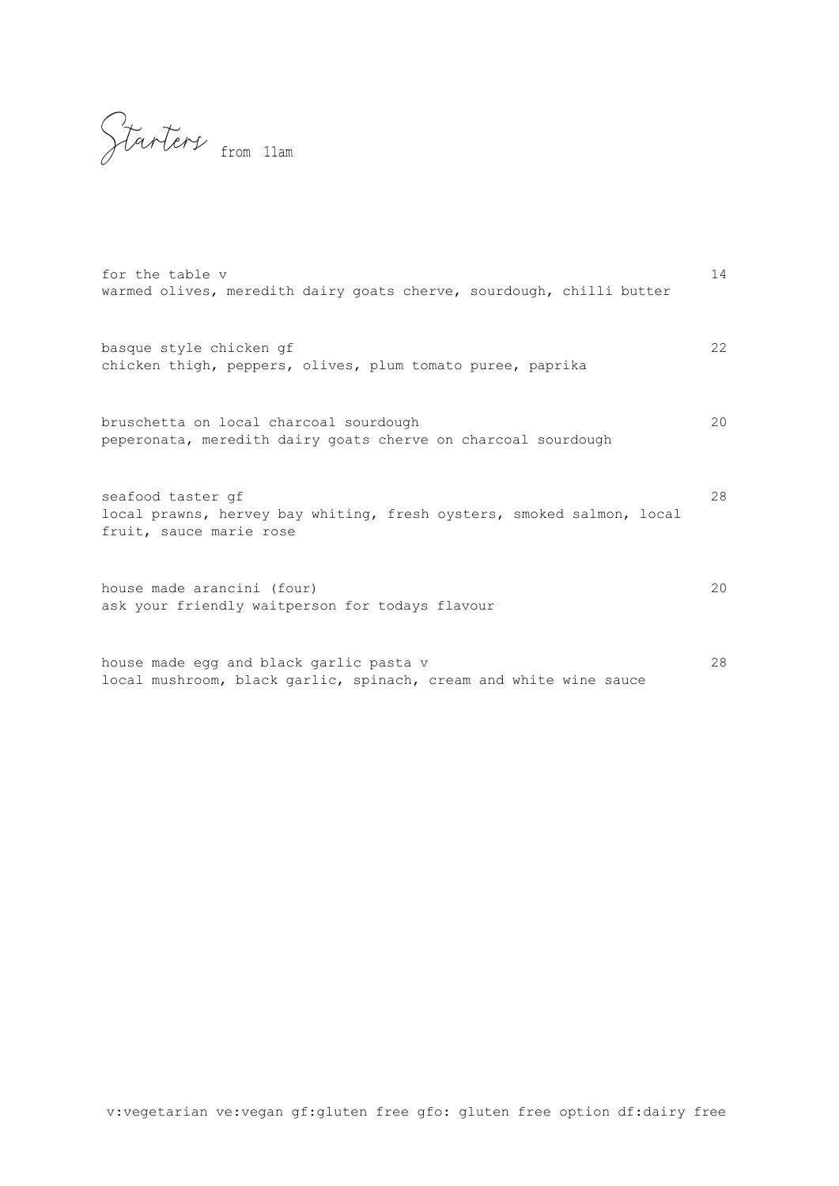# Starters from 11am

for the table v — 14
warmed olives, meredith dairy goats cherve, sourdough, chilli butter

basque style chicken gf — 22
chicken thigh, peppers, olives, plum tomato puree, paprika

bruschetta on local charcoal sourdough — 20
peperonata, meredith dairy goats cherve on charcoal sourdough

seafood taster gf — 28
local prawns, hervey bay whiting, fresh oysters, smoked salmon, local fruit, sauce marie rose

house made arancini (four) — 20
ask your friendly waitperson for todays flavour

house made egg and black garlic pasta v — 28
local mushroom, black garlic, spinach, cream and white wine sauce

v:vegetarian ve:vegan gf:gluten free gfo: gluten free option df:dairy free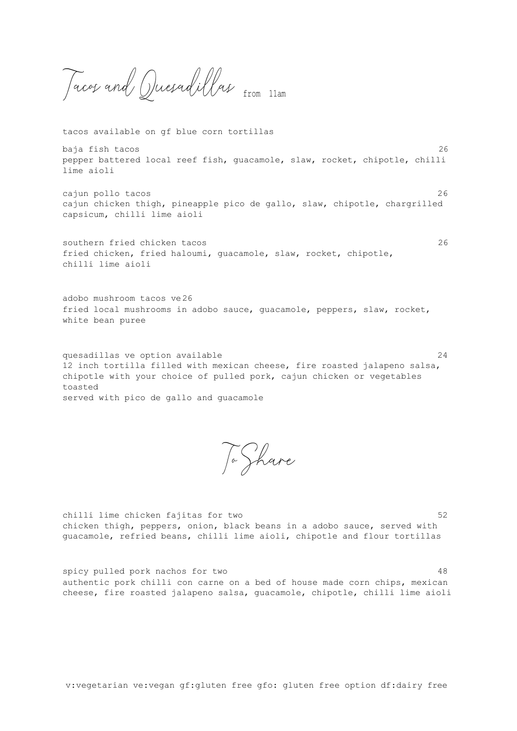# Tacos and Quesadillas from 11am

tacos available on gf blue corn tortillas

**baja fish tacos** 26
pepper battered local reef fish, guacamole, slaw, rocket, chipotle, chilli lime aioli

**cajun pollo tacos** 26
cajun chicken thigh, pineapple pico de gallo, slaw, chipotle, chargrilled capsicum, chilli lime aioli

**southern fried chicken tacos** 26
fried chicken, fried haloumi, guacamole, slaw, rocket, chipotle, chilli lime aioli

**adobo mushroom tacos ve** 26
fried local mushrooms in adobo sauce, guacamole, peppers, slaw, rocket, white bean puree

**quesadillas ve option available** 24
12 inch tortilla filled with mexican cheese, fire roasted jalapeno salsa, chipotle with your choice of pulled pork, cajun chicken or vegetables toasted
served with pico de gallo and guacamole

# To Share

**chilli lime chicken fajitas for two** 52
chicken thigh, peppers, onion, black beans in a adobo sauce, served with guacamole, refried beans, chilli lime aioli, chipotle and flour tortillas

**spicy pulled pork nachos for two** 48
authentic pork chilli con carne on a bed of house made corn chips, mexican cheese, fire roasted jalapeno salsa, guacamole, chipotle, chilli lime aioli

v:vegetarian ve:vegan gf:gluten free gfo: gluten free option df:dairy free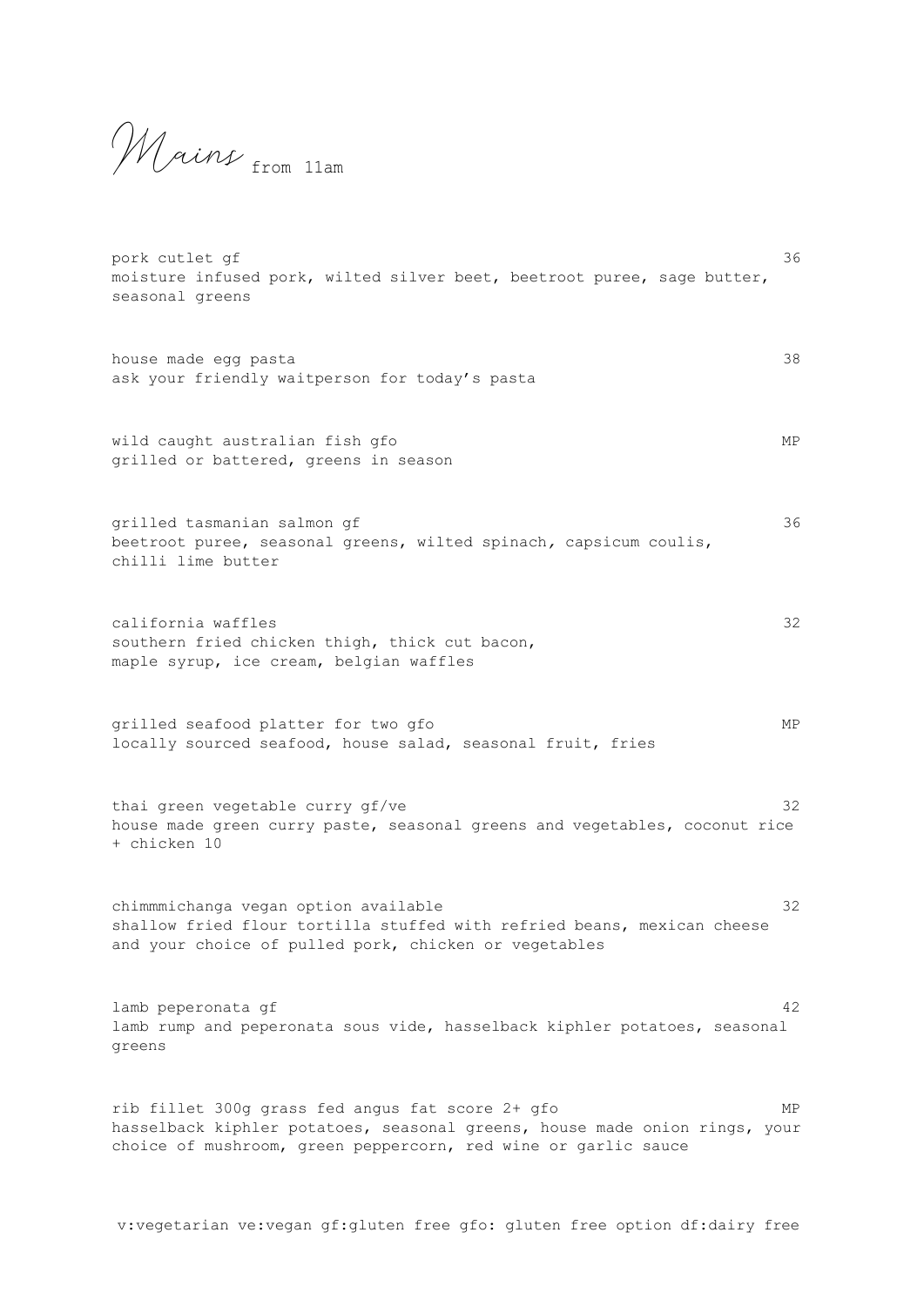# *Mains* from 11am

pork cutlet gf — 36
moisture infused pork, wilted silver beet, beetroot puree, sage butter, seasonal greens

house made egg pasta — 38
ask your friendly waitperson for today's pasta

wild caught australian fish gfo — MP
grilled or battered, greens in season

grilled tasmanian salmon gf — 36
beetroot puree, seasonal greens, wilted spinach, capsicum coulis, chilli lime butter

california waffles — 32
southern fried chicken thigh, thick cut bacon,
maple syrup, ice cream, belgian waffles

grilled seafood platter for two gfo — MP
locally sourced seafood, house salad, seasonal fruit, fries

thai green vegetable curry gf/ve — 32
house made green curry paste, seasonal greens and vegetables, coconut rice
+ chicken 10

chimmmichanga vegan option available — 32
shallow fried flour tortilla stuffed with refried beans, mexican cheese and your choice of pulled pork, chicken or vegetables

lamb peperonata gf — 42
lamb rump and peperonata sous vide, hasselback kiphler potatoes, seasonal greens

rib fillet 300g grass fed angus fat score 2+ gfo — MP
hasselback kiphler potatoes, seasonal greens, house made onion rings, your choice of mushroom, green peppercorn, red wine or garlic sauce

v:vegetarian ve:vegan gf:gluten free gfo: gluten free option df:dairy free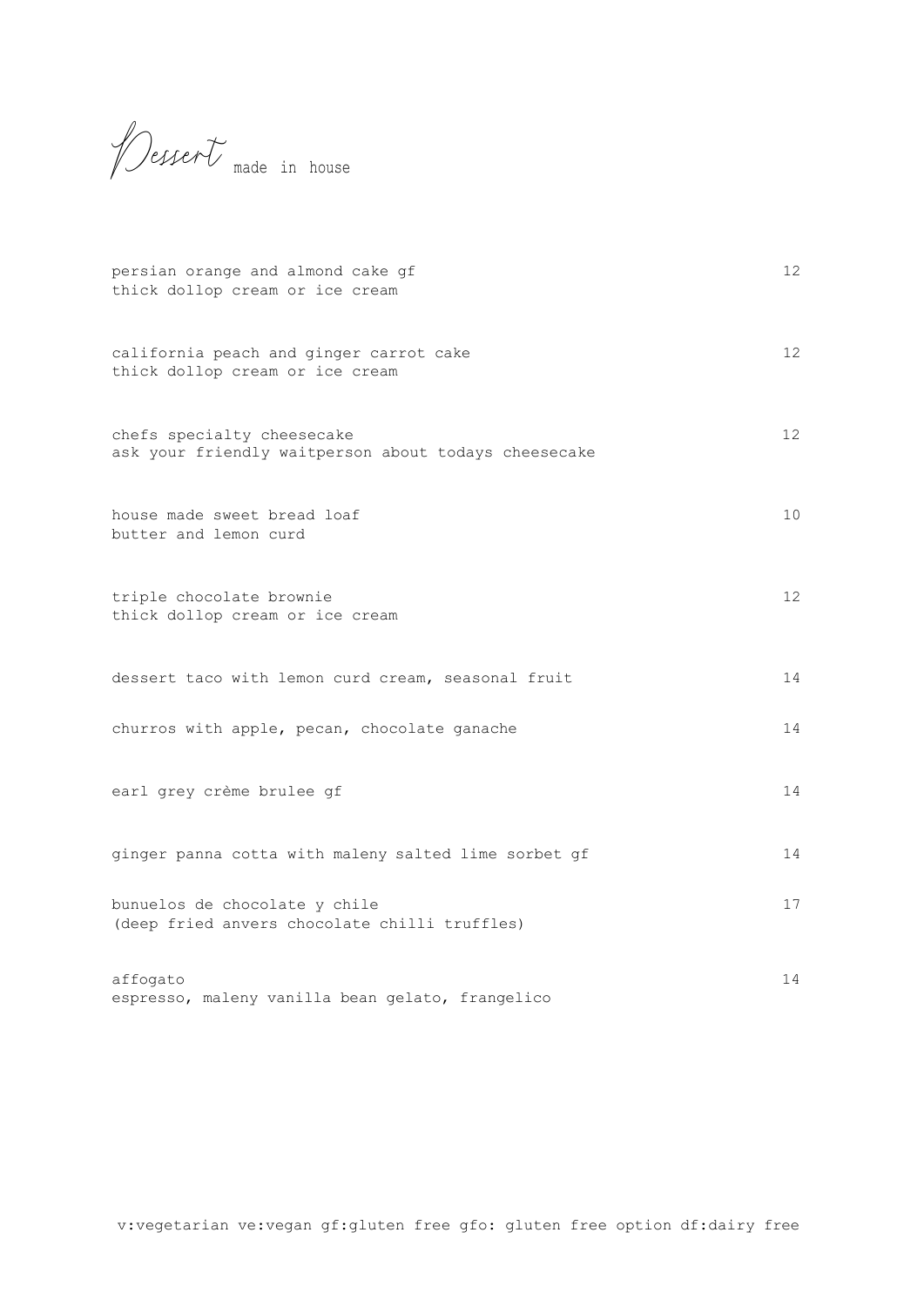# Dessert made in house

persian orange and almond cake gf — 12
thick dollop cream or ice cream

california peach and ginger carrot cake — 12
thick dollop cream or ice cream

chefs specialty cheesecake — 12
ask your friendly waitperson about todays cheesecake

house made sweet bread loaf — 10
butter and lemon curd

triple chocolate brownie — 12
thick dollop cream or ice cream

dessert taco with lemon curd cream, seasonal fruit — 14

churros with apple, pecan, chocolate ganache — 14

earl grey crème brulee gf — 14

ginger panna cotta with maleny salted lime sorbet gf — 14

bunuelos de chocolate y chile — 17
(deep fried anvers chocolate chilli truffles)

affogato — 14
espresso, maleny vanilla bean gelato, frangelico

v:vegetarian ve:vegan gf:gluten free gfo: gluten free option df:dairy free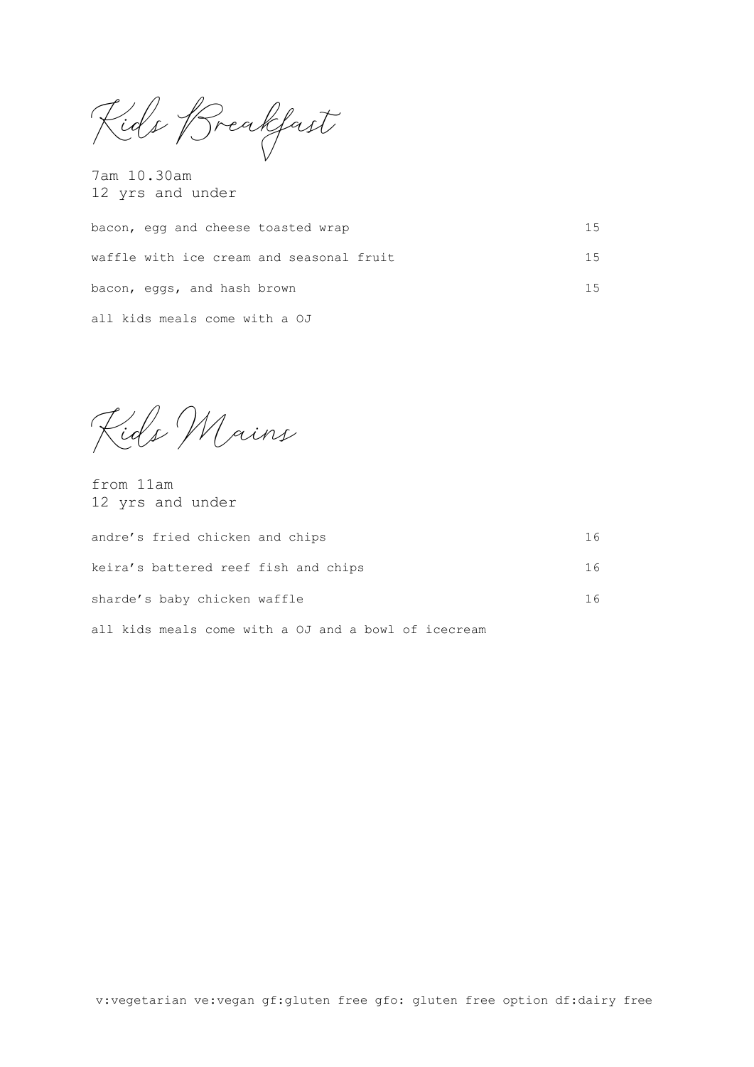# Kids Breakfast

7am 10.30am
12 yrs and under

| | |
|---|---|
| bacon, egg and cheese toasted wrap | 15 |
| waffle with ice cream and seasonal fruit | 15 |
| bacon, eggs, and hash brown | 15 |

all kids meals come with a OJ

# Kids Mains

from 11am
12 yrs and under

| | |
|---|---|
| andre's fried chicken and chips | 16 |
| keira's battered reef fish and chips | 16 |
| sharde's baby chicken waffle | 16 |

all kids meals come with a OJ and a bowl of icecream

v:vegetarian ve:vegan gf:gluten free gfo: gluten free option df:dairy free